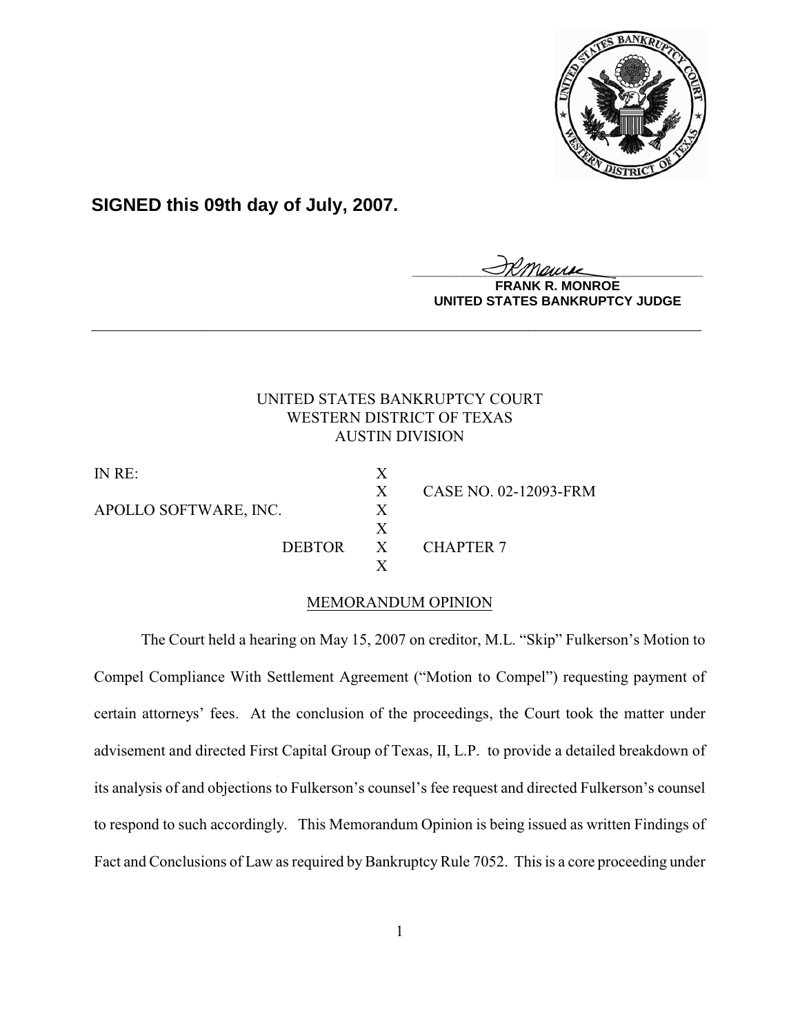**SIGNED this 09th day of July, 2007.**

**FRANK R. MONROE**
**UNITED STATES BANKRUPTCY JUDGE**

---

UNITED STATES BANKRUPTCY COURT
WESTERN DISTRICT OF TEXAS
AUSTIN DIVISION

| | | |
|---|---|---|
| IN RE: | X | |
| | X | CASE NO. 02-12093-FRM |
| APOLLO SOFTWARE, INC. | X | |
| | X | |
| DEBTOR | X | CHAPTER 7 |
| | X | |

MEMORANDUM OPINION

The Court held a hearing on May 15, 2007 on creditor, M.L. "Skip" Fulkerson's Motion to Compel Compliance With Settlement Agreement ("Motion to Compel") requesting payment of certain attorneys' fees. At the conclusion of the proceedings, the Court took the matter under advisement and directed First Capital Group of Texas, II, L.P. to provide a detailed breakdown of its analysis of and objections to Fulkerson's counsel's fee request and directed Fulkerson's counsel to respond to such accordingly. This Memorandum Opinion is being issued as written Findings of Fact and Conclusions of Law as required by Bankruptcy Rule 7052. This is a core proceeding under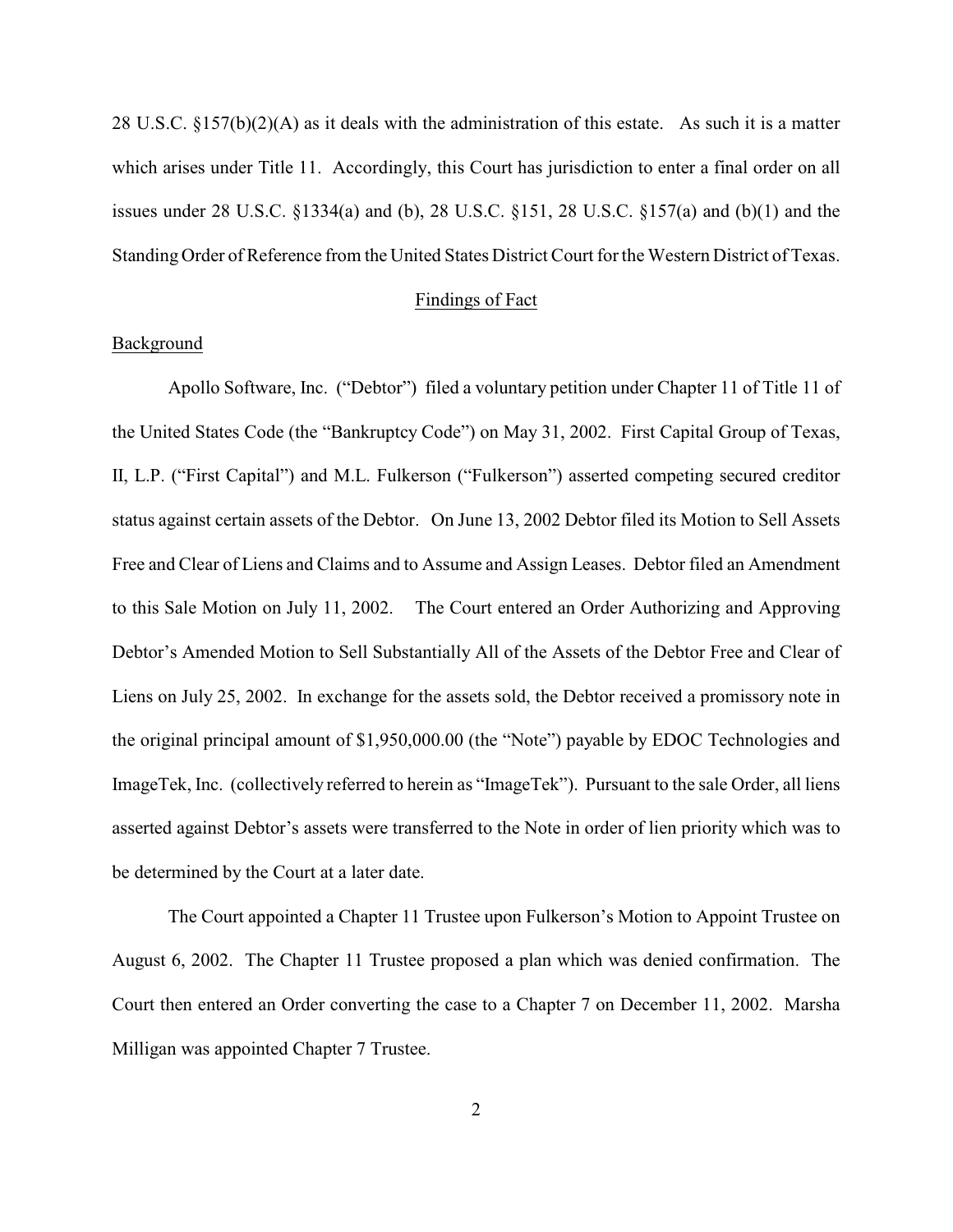28 U.S.C. §157(b)(2)(A) as it deals with the administration of this estate. As such it is a matter which arises under Title 11. Accordingly, this Court has jurisdiction to enter a final order on all issues under 28 U.S.C. §1334(a) and (b), 28 U.S.C. §151, 28 U.S.C. §157(a) and (b)(1) and the Standing Order of Reference from the United States District Court for the Western District of Texas.

## Findings of Fact

### Background

Apollo Software, Inc. ("Debtor") filed a voluntary petition under Chapter 11 of Title 11 of the United States Code (the "Bankruptcy Code") on May 31, 2002. First Capital Group of Texas, II, L.P. ("First Capital") and M.L. Fulkerson ("Fulkerson") asserted competing secured creditor status against certain assets of the Debtor. On June 13, 2002 Debtor filed its Motion to Sell Assets Free and Clear of Liens and Claims and to Assume and Assign Leases. Debtor filed an Amendment to this Sale Motion on July 11, 2002. The Court entered an Order Authorizing and Approving Debtor's Amended Motion to Sell Substantially All of the Assets of the Debtor Free and Clear of Liens on July 25, 2002. In exchange for the assets sold, the Debtor received a promissory note in the original principal amount of $1,950,000.00 (the "Note") payable by EDOC Technologies and ImageTek, Inc. (collectively referred to herein as "ImageTek"). Pursuant to the sale Order, all liens asserted against Debtor's assets were transferred to the Note in order of lien priority which was to be determined by the Court at a later date.

The Court appointed a Chapter 11 Trustee upon Fulkerson's Motion to Appoint Trustee on August 6, 2002. The Chapter 11 Trustee proposed a plan which was denied confirmation. The Court then entered an Order converting the case to a Chapter 7 on December 11, 2002. Marsha Milligan was appointed Chapter 7 Trustee.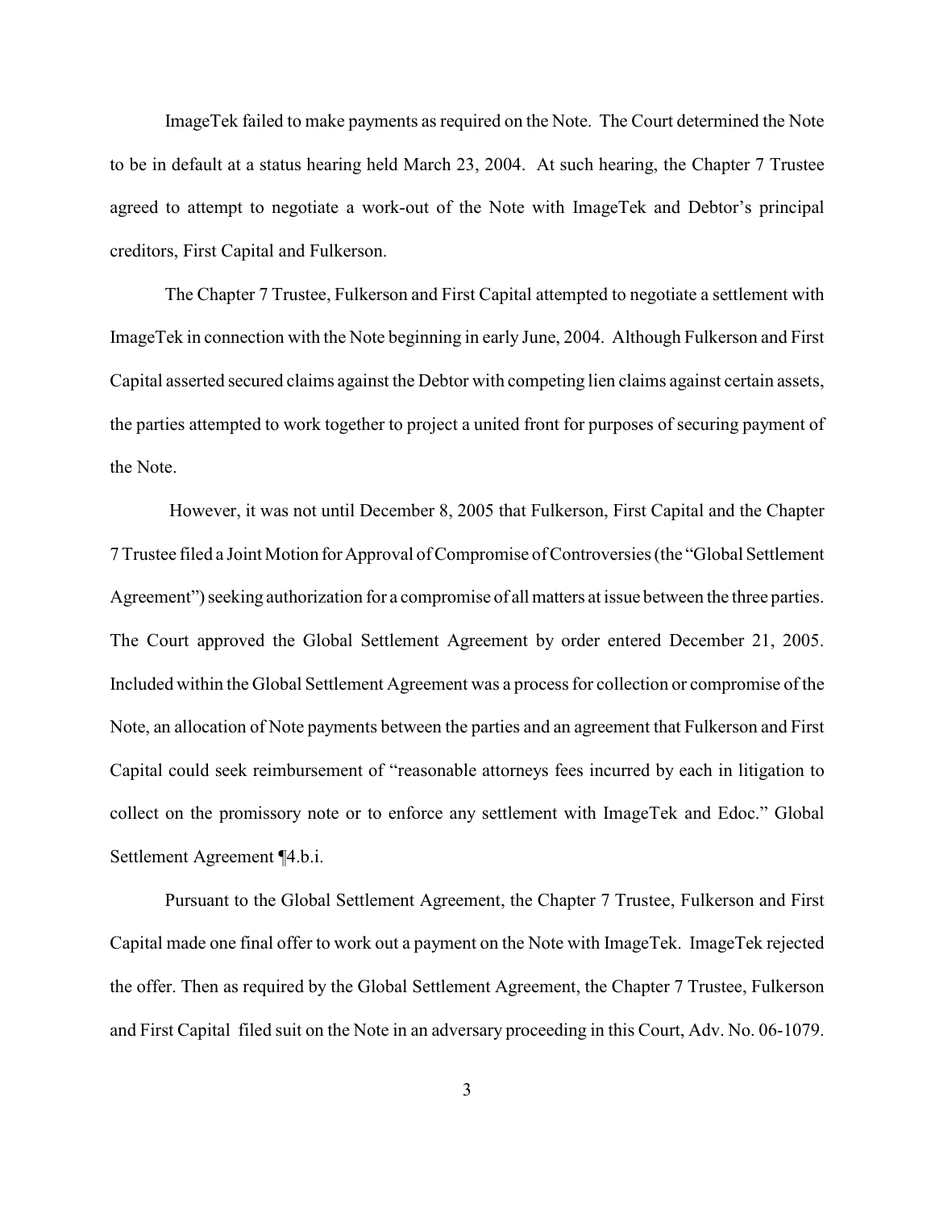ImageTek failed to make payments as required on the Note. The Court determined the Note to be in default at a status hearing held March 23, 2004. At such hearing, the Chapter 7 Trustee agreed to attempt to negotiate a work-out of the Note with ImageTek and Debtor's principal creditors, First Capital and Fulkerson.

The Chapter 7 Trustee, Fulkerson and First Capital attempted to negotiate a settlement with ImageTek in connection with the Note beginning in early June, 2004. Although Fulkerson and First Capital asserted secured claims against the Debtor with competing lien claims against certain assets, the parties attempted to work together to project a united front for purposes of securing payment of the Note.

However, it was not until December 8, 2005 that Fulkerson, First Capital and the Chapter 7 Trustee filed a Joint Motion for Approval of Compromise of Controversies (the "Global Settlement Agreement") seeking authorization for a compromise of all matters at issue between the three parties. The Court approved the Global Settlement Agreement by order entered December 21, 2005. Included within the Global Settlement Agreement was a process for collection or compromise of the Note, an allocation of Note payments between the parties and an agreement that Fulkerson and First Capital could seek reimbursement of "reasonable attorneys fees incurred by each in litigation to collect on the promissory note or to enforce any settlement with ImageTek and Edoc." Global Settlement Agreement ¶4.b.i.

Pursuant to the Global Settlement Agreement, the Chapter 7 Trustee, Fulkerson and First Capital made one final offer to work out a payment on the Note with ImageTek. ImageTek rejected the offer. Then as required by the Global Settlement Agreement, the Chapter 7 Trustee, Fulkerson and First Capital filed suit on the Note in an adversary proceeding in this Court, Adv. No. 06-1079.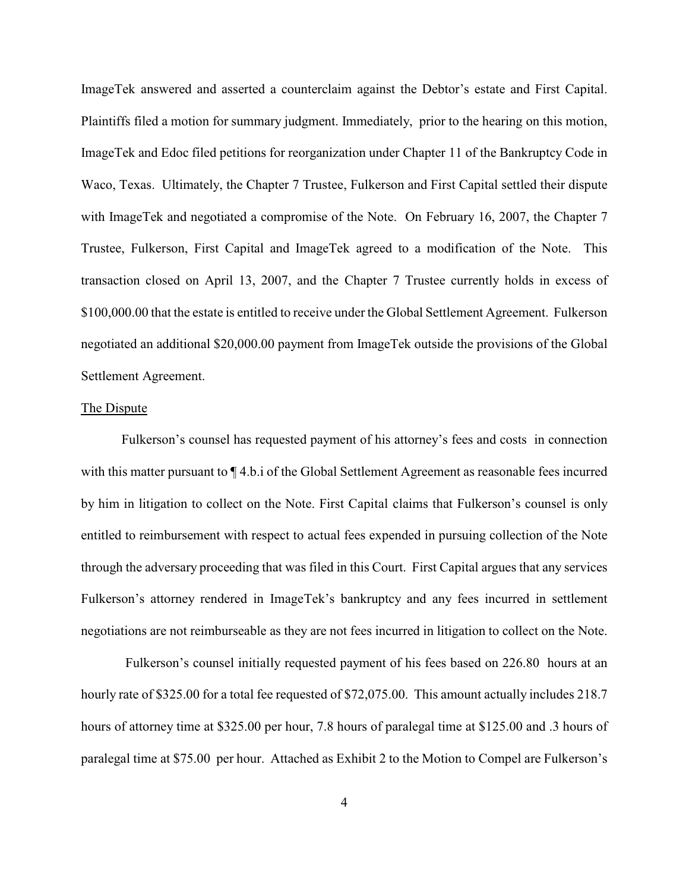ImageTek answered and asserted a counterclaim against the Debtor's estate and First Capital. Plaintiffs filed a motion for summary judgment. Immediately, prior to the hearing on this motion, ImageTek and Edoc filed petitions for reorganization under Chapter 11 of the Bankruptcy Code in Waco, Texas. Ultimately, the Chapter 7 Trustee, Fulkerson and First Capital settled their dispute with ImageTek and negotiated a compromise of the Note. On February 16, 2007, the Chapter 7 Trustee, Fulkerson, First Capital and ImageTek agreed to a modification of the Note. This transaction closed on April 13, 2007, and the Chapter 7 Trustee currently holds in excess of \$100,000.00 that the estate is entitled to receive under the Global Settlement Agreement. Fulkerson negotiated an additional \$20,000.00 payment from ImageTek outside the provisions of the Global Settlement Agreement.

The Dispute

Fulkerson's counsel has requested payment of his attorney's fees and costs in connection with this matter pursuant to ¶ 4.b.i of the Global Settlement Agreement as reasonable fees incurred by him in litigation to collect on the Note. First Capital claims that Fulkerson's counsel is only entitled to reimbursement with respect to actual fees expended in pursuing collection of the Note through the adversary proceeding that was filed in this Court. First Capital argues that any services Fulkerson's attorney rendered in ImageTek's bankruptcy and any fees incurred in settlement negotiations are not reimburseable as they are not fees incurred in litigation to collect on the Note.

Fulkerson's counsel initially requested payment of his fees based on 226.80 hours at an hourly rate of \$325.00 for a total fee requested of \$72,075.00. This amount actually includes 218.7 hours of attorney time at \$325.00 per hour, 7.8 hours of paralegal time at \$125.00 and .3 hours of paralegal time at \$75.00 per hour. Attached as Exhibit 2 to the Motion to Compel are Fulkerson's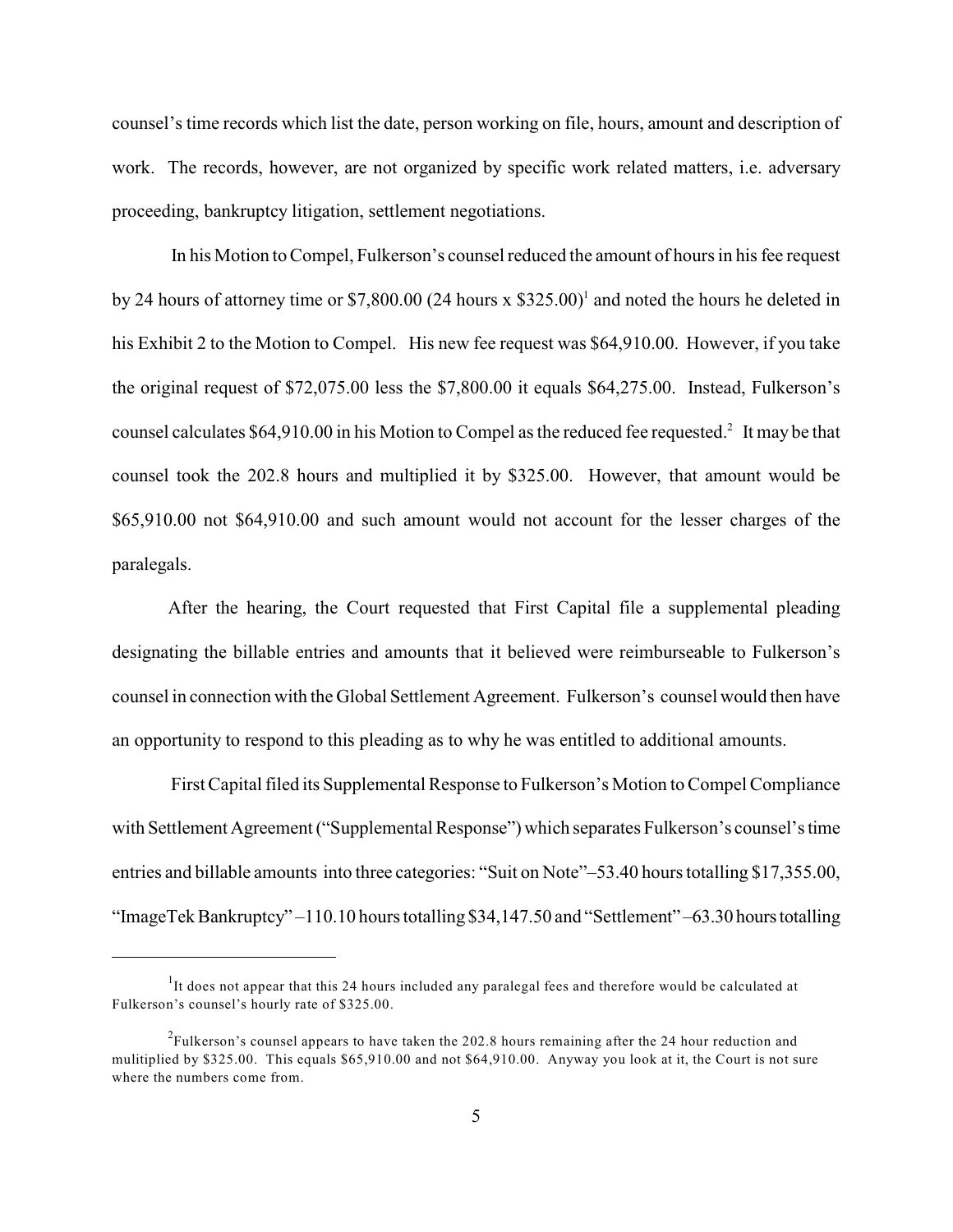counsel's time records which list the date, person working on file, hours, amount and description of work. The records, however, are not organized by specific work related matters, i.e. adversary proceeding, bankruptcy litigation, settlement negotiations.

In his Motion to Compel, Fulkerson's counsel reduced the amount of hours in his fee request by 24 hours of attorney time or $7,800.00 (24 hours x $325.00)[1] and noted the hours he deleted in his Exhibit 2 to the Motion to Compel. His new fee request was $64,910.00. However, if you take the original request of $72,075.00 less the $7,800.00 it equals $64,275.00. Instead, Fulkerson's counsel calculates $64,910.00 in his Motion to Compel as the reduced fee requested.[2] It may be that counsel took the 202.8 hours and multiplied it by $325.00. However, that amount would be $65,910.00 not $64,910.00 and such amount would not account for the lesser charges of the paralegals.

After the hearing, the Court requested that First Capital file a supplemental pleading designating the billable entries and amounts that it believed were reimburseable to Fulkerson's counsel in connection with the Global Settlement Agreement. Fulkerson's counsel would then have an opportunity to respond to this pleading as to why he was entitled to additional amounts.

First Capital filed its Supplemental Response to Fulkerson's Motion to Compel Compliance with Settlement Agreement ("Supplemental Response") which separates Fulkerson's counsel's time entries and billable amounts into three categories: "Suit on Note"–53.40 hours totalling $17,355.00, "ImageTek Bankruptcy" –110.10 hours totalling $34,147.50 and "Settlement" –63.30 hours totalling

---

[1] It does not appear that this 24 hours included any paralegal fees and therefore would be calculated at Fulkerson's counsel's hourly rate of $325.00.

[2] Fulkerson's counsel appears to have taken the 202.8 hours remaining after the 24 hour reduction and mulitiplied by $325.00. This equals $65,910.00 and not $64,910.00. Anyway you look at it, the Court is not sure where the numbers come from.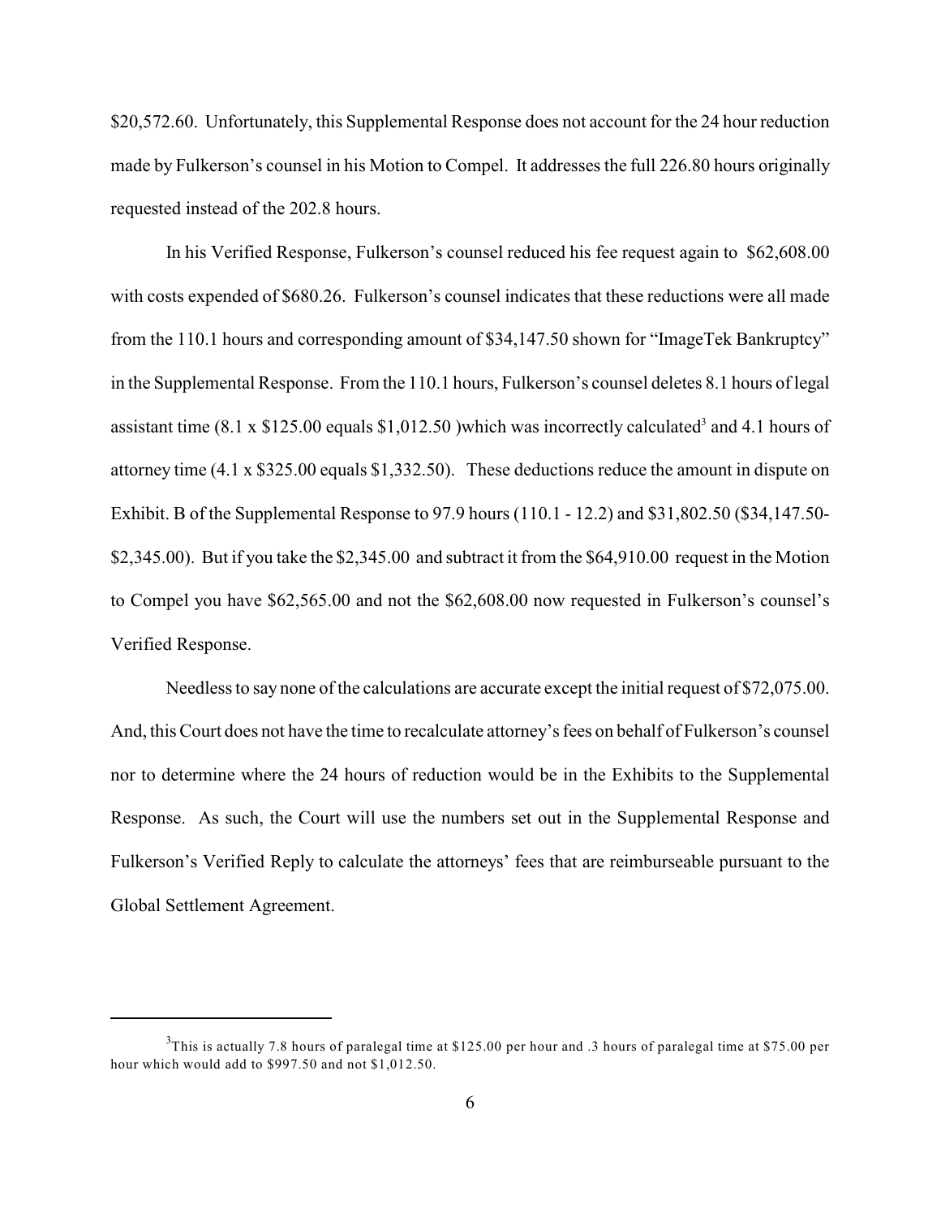$20,572.60. Unfortunately, this Supplemental Response does not account for the 24 hour reduction made by Fulkerson's counsel in his Motion to Compel. It addresses the full 226.80 hours originally requested instead of the 202.8 hours.

In his Verified Response, Fulkerson's counsel reduced his fee request again to $62,608.00 with costs expended of $680.26. Fulkerson's counsel indicates that these reductions were all made from the 110.1 hours and corresponding amount of $34,147.50 shown for "ImageTek Bankruptcy" in the Supplemental Response. From the 110.1 hours, Fulkerson's counsel deletes 8.1 hours of legal assistant time (8.1 x $125.00 equals $1,012.50 )which was incorrectly calculated[3] and 4.1 hours of attorney time (4.1 x $325.00 equals $1,332.50). These deductions reduce the amount in dispute on Exhibit. B of the Supplemental Response to 97.9 hours (110.1 - 12.2) and $31,802.50 ($34,147.50- $2,345.00). But if you take the $2,345.00 and subtract it from the $64,910.00 request in the Motion to Compel you have $62,565.00 and not the $62,608.00 now requested in Fulkerson's counsel's Verified Response.

Needless to say none of the calculations are accurate except the initial request of $72,075.00. And, this Court does not have the time to recalculate attorney's fees on behalf of Fulkerson's counsel nor to determine where the 24 hours of reduction would be in the Exhibits to the Supplemental Response. As such, the Court will use the numbers set out in the Supplemental Response and Fulkerson's Verified Reply to calculate the attorneys' fees that are reimburseable pursuant to the Global Settlement Agreement.

---

[3] This is actually 7.8 hours of paralegal time at $125.00 per hour and .3 hours of paralegal time at $75.00 per hour which would add to $997.50 and not $1,012.50.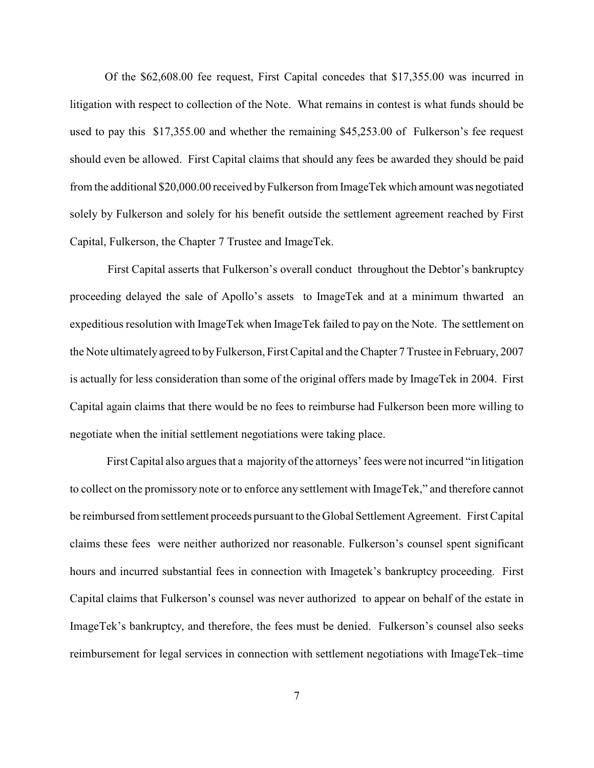Of the $62,608.00 fee request, First Capital concedes that $17,355.00 was incurred in litigation with respect to collection of the Note. What remains in contest is what funds should be used to pay this $17,355.00 and whether the remaining $45,253.00 of Fulkerson's fee request should even be allowed. First Capital claims that should any fees be awarded they should be paid from the additional $20,000.00 received by Fulkerson from ImageTek which amount was negotiated solely by Fulkerson and solely for his benefit outside the settlement agreement reached by First Capital, Fulkerson, the Chapter 7 Trustee and ImageTek.

First Capital asserts that Fulkerson's overall conduct throughout the Debtor's bankruptcy proceeding delayed the sale of Apollo's assets to ImageTek and at a minimum thwarted an expeditious resolution with ImageTek when ImageTek failed to pay on the Note. The settlement on the Note ultimately agreed to by Fulkerson, First Capital and the Chapter 7 Trustee in February, 2007 is actually for less consideration than some of the original offers made by ImageTek in 2004. First Capital again claims that there would be no fees to reimburse had Fulkerson been more willing to negotiate when the initial settlement negotiations were taking place.

First Capital also argues that a majority of the attorneys' fees were not incurred "in litigation to collect on the promissory note or to enforce any settlement with ImageTek," and therefore cannot be reimbursed from settlement proceeds pursuant to the Global Settlement Agreement. First Capital claims these fees were neither authorized nor reasonable. Fulkerson's counsel spent significant hours and incurred substantial fees in connection with Imagetek's bankruptcy proceeding. First Capital claims that Fulkerson's counsel was never authorized to appear on behalf of the estate in ImageTek's bankruptcy, and therefore, the fees must be denied. Fulkerson's counsel also seeks reimbursement for legal services in connection with settlement negotiations with ImageTek–time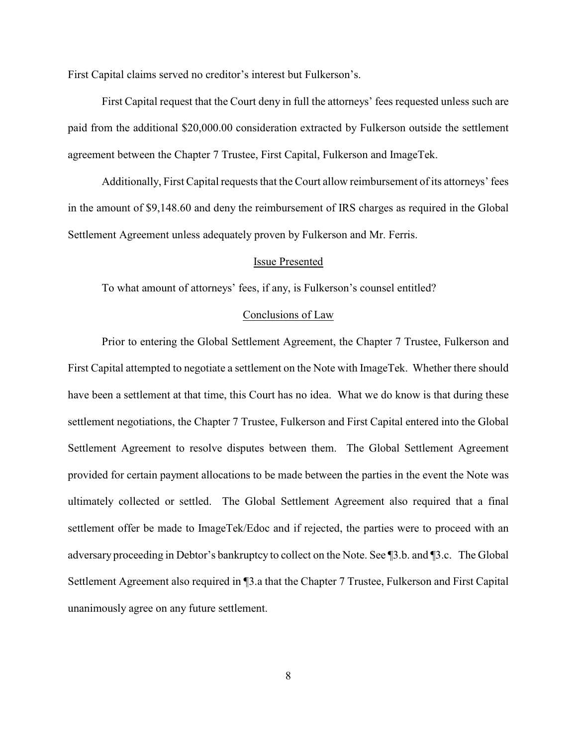First Capital claims served no creditor's interest but Fulkerson's.

First Capital request that the Court deny in full the attorneys' fees requested unless such are paid from the additional $20,000.00 consideration extracted by Fulkerson outside the settlement agreement between the Chapter 7 Trustee, First Capital, Fulkerson and ImageTek.

Additionally, First Capital requests that the Court allow reimbursement of its attorneys' fees in the amount of $9,148.60 and deny the reimbursement of IRS charges as required in the Global Settlement Agreement unless adequately proven by Fulkerson and Mr. Ferris.

## Issue Presented

To what amount of attorneys' fees, if any, is Fulkerson's counsel entitled?

## Conclusions of Law

Prior to entering the Global Settlement Agreement, the Chapter 7 Trustee, Fulkerson and First Capital attempted to negotiate a settlement on the Note with ImageTek. Whether there should have been a settlement at that time, this Court has no idea. What we do know is that during these settlement negotiations, the Chapter 7 Trustee, Fulkerson and First Capital entered into the Global Settlement Agreement to resolve disputes between them. The Global Settlement Agreement provided for certain payment allocations to be made between the parties in the event the Note was ultimately collected or settled. The Global Settlement Agreement also required that a final settlement offer be made to ImageTek/Edoc and if rejected, the parties were to proceed with an adversary proceeding in Debtor's bankruptcy to collect on the Note. See ¶3.b. and ¶3.c. The Global Settlement Agreement also required in ¶3.a that the Chapter 7 Trustee, Fulkerson and First Capital unanimously agree on any future settlement.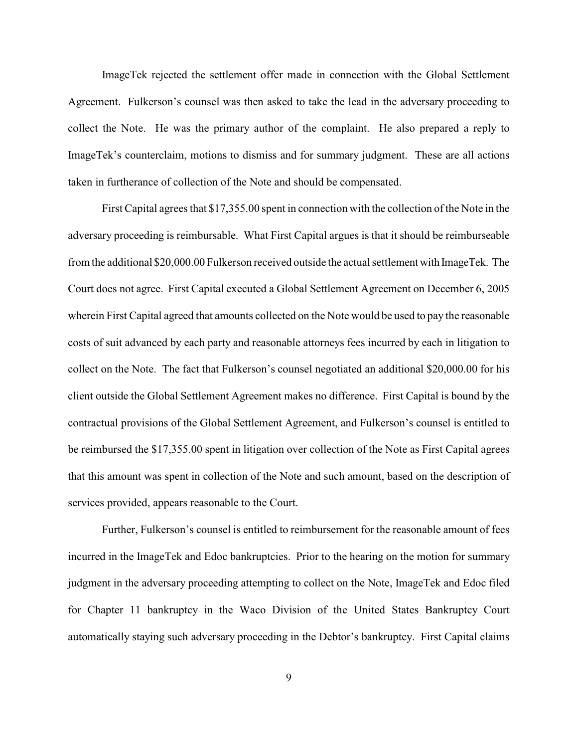ImageTek rejected the settlement offer made in connection with the Global Settlement Agreement. Fulkerson's counsel was then asked to take the lead in the adversary proceeding to collect the Note. He was the primary author of the complaint. He also prepared a reply to ImageTek's counterclaim, motions to dismiss and for summary judgment. These are all actions taken in furtherance of collection of the Note and should be compensated.

First Capital agrees that $17,355.00 spent in connection with the collection of the Note in the adversary proceeding is reimbursable. What First Capital argues is that it should be reimburseable from the additional $20,000.00 Fulkerson received outside the actual settlement with ImageTek. The Court does not agree. First Capital executed a Global Settlement Agreement on December 6, 2005 wherein First Capital agreed that amounts collected on the Note would be used to pay the reasonable costs of suit advanced by each party and reasonable attorneys fees incurred by each in litigation to collect on the Note. The fact that Fulkerson's counsel negotiated an additional $20,000.00 for his client outside the Global Settlement Agreement makes no difference. First Capital is bound by the contractual provisions of the Global Settlement Agreement, and Fulkerson's counsel is entitled to be reimbursed the $17,355.00 spent in litigation over collection of the Note as First Capital agrees that this amount was spent in collection of the Note and such amount, based on the description of services provided, appears reasonable to the Court.

Further, Fulkerson's counsel is entitled to reimbursement for the reasonable amount of fees incurred in the ImageTek and Edoc bankruptcies. Prior to the hearing on the motion for summary judgment in the adversary proceeding attempting to collect on the Note, ImageTek and Edoc filed for Chapter 11 bankruptcy in the Waco Division of the United States Bankruptcy Court automatically staying such adversary proceeding in the Debtor's bankruptcy. First Capital claims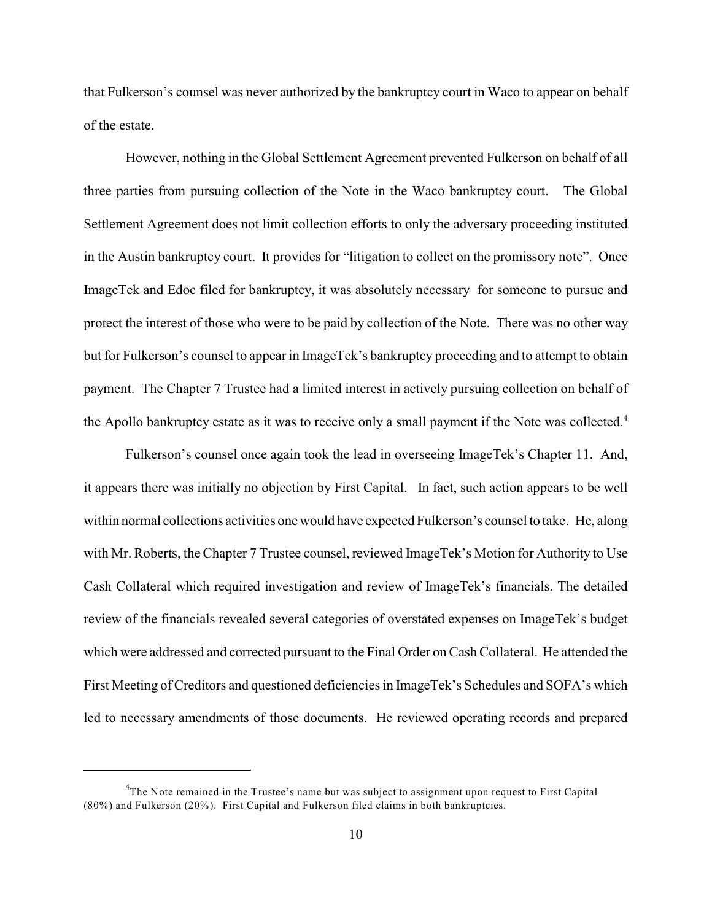that Fulkerson's counsel was never authorized by the bankruptcy court in Waco to appear on behalf of the estate.

However, nothing in the Global Settlement Agreement prevented Fulkerson on behalf of all three parties from pursuing collection of the Note in the Waco bankruptcy court. The Global Settlement Agreement does not limit collection efforts to only the adversary proceeding instituted in the Austin bankruptcy court. It provides for "litigation to collect on the promissory note". Once ImageTek and Edoc filed for bankruptcy, it was absolutely necessary for someone to pursue and protect the interest of those who were to be paid by collection of the Note. There was no other way but for Fulkerson's counsel to appear in ImageTek's bankruptcy proceeding and to attempt to obtain payment. The Chapter 7 Trustee had a limited interest in actively pursuing collection on behalf of the Apollo bankruptcy estate as it was to receive only a small payment if the Note was collected.[4]

Fulkerson's counsel once again took the lead in overseeing ImageTek's Chapter 11. And, it appears there was initially no objection by First Capital. In fact, such action appears to be well within normal collections activities one would have expected Fulkerson's counsel to take. He, along with Mr. Roberts, the Chapter 7 Trustee counsel, reviewed ImageTek's Motion for Authority to Use Cash Collateral which required investigation and review of ImageTek's financials. The detailed review of the financials revealed several categories of overstated expenses on ImageTek's budget which were addressed and corrected pursuant to the Final Order on Cash Collateral. He attended the First Meeting of Creditors and questioned deficiencies in ImageTek's Schedules and SOFA's which led to necessary amendments of those documents. He reviewed operating records and prepared

[4]The Note remained in the Trustee's name but was subject to assignment upon request to First Capital (80%) and Fulkerson (20%). First Capital and Fulkerson filed claims in both bankruptcies.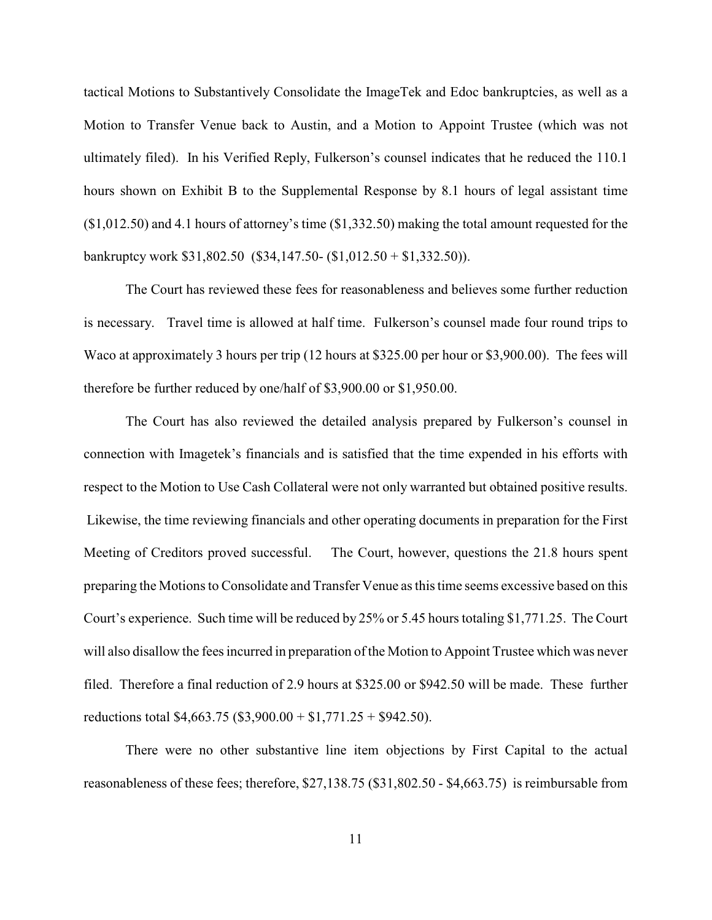tactical Motions to Substantively Consolidate the ImageTek and Edoc bankruptcies, as well as a Motion to Transfer Venue back to Austin, and a Motion to Appoint Trustee (which was not ultimately filed). In his Verified Reply, Fulkerson's counsel indicates that he reduced the 110.1 hours shown on Exhibit B to the Supplemental Response by 8.1 hours of legal assistant time ($1,012.50) and 4.1 hours of attorney's time ($1,332.50) making the total amount requested for the bankruptcy work $31,802.50 ($34,147.50- ($1,012.50 + $1,332.50)).

The Court has reviewed these fees for reasonableness and believes some further reduction is necessary. Travel time is allowed at half time. Fulkerson's counsel made four round trips to Waco at approximately 3 hours per trip (12 hours at $325.00 per hour or $3,900.00). The fees will therefore be further reduced by one/half of $3,900.00 or $1,950.00.

The Court has also reviewed the detailed analysis prepared by Fulkerson's counsel in connection with Imagetek's financials and is satisfied that the time expended in his efforts with respect to the Motion to Use Cash Collateral were not only warranted but obtained positive results. Likewise, the time reviewing financials and other operating documents in preparation for the First Meeting of Creditors proved successful. The Court, however, questions the 21.8 hours spent preparing the Motions to Consolidate and Transfer Venue as this time seems excessive based on this Court's experience. Such time will be reduced by 25% or 5.45 hours totaling $1,771.25. The Court will also disallow the fees incurred in preparation of the Motion to Appoint Trustee which was never filed. Therefore a final reduction of 2.9 hours at $325.00 or $942.50 will be made. These further reductions total $4,663.75 ($3,900.00 + $1,771.25 + $942.50).

There were no other substantive line item objections by First Capital to the actual reasonableness of these fees; therefore, $27,138.75 ($31,802.50 - $4,663.75) is reimbursable from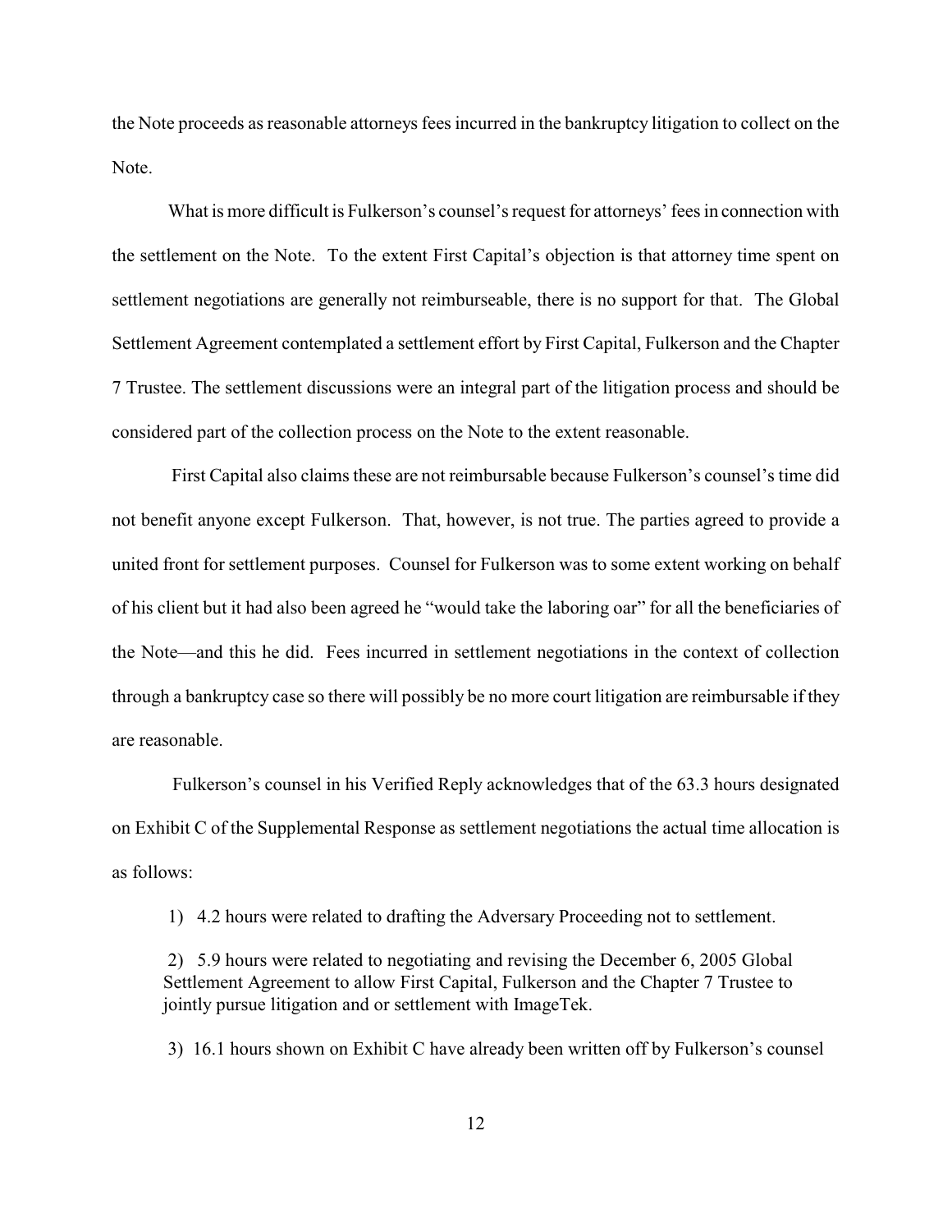the Note proceeds as reasonable attorneys fees incurred in the bankruptcy litigation to collect on the Note.

What is more difficult is Fulkerson's counsel's request for attorneys' fees in connection with the settlement on the Note. To the extent First Capital's objection is that attorney time spent on settlement negotiations are generally not reimburseable, there is no support for that. The Global Settlement Agreement contemplated a settlement effort by First Capital, Fulkerson and the Chapter 7 Trustee. The settlement discussions were an integral part of the litigation process and should be considered part of the collection process on the Note to the extent reasonable.

First Capital also claims these are not reimbursable because Fulkerson's counsel's time did not benefit anyone except Fulkerson. That, however, is not true. The parties agreed to provide a united front for settlement purposes. Counsel for Fulkerson was to some extent working on behalf of his client but it had also been agreed he "would take the laboring oar" for all the beneficiaries of the Note—and this he did. Fees incurred in settlement negotiations in the context of collection through a bankruptcy case so there will possibly be no more court litigation are reimbursable if they are reasonable.

Fulkerson's counsel in his Verified Reply acknowledges that of the 63.3 hours designated on Exhibit C of the Supplemental Response as settlement negotiations the actual time allocation is as follows:

1) 4.2 hours were related to drafting the Adversary Proceeding not to settlement.

2) 5.9 hours were related to negotiating and revising the December 6, 2005 Global Settlement Agreement to allow First Capital, Fulkerson and the Chapter 7 Trustee to jointly pursue litigation and or settlement with ImageTek.

3) 16.1 hours shown on Exhibit C have already been written off by Fulkerson's counsel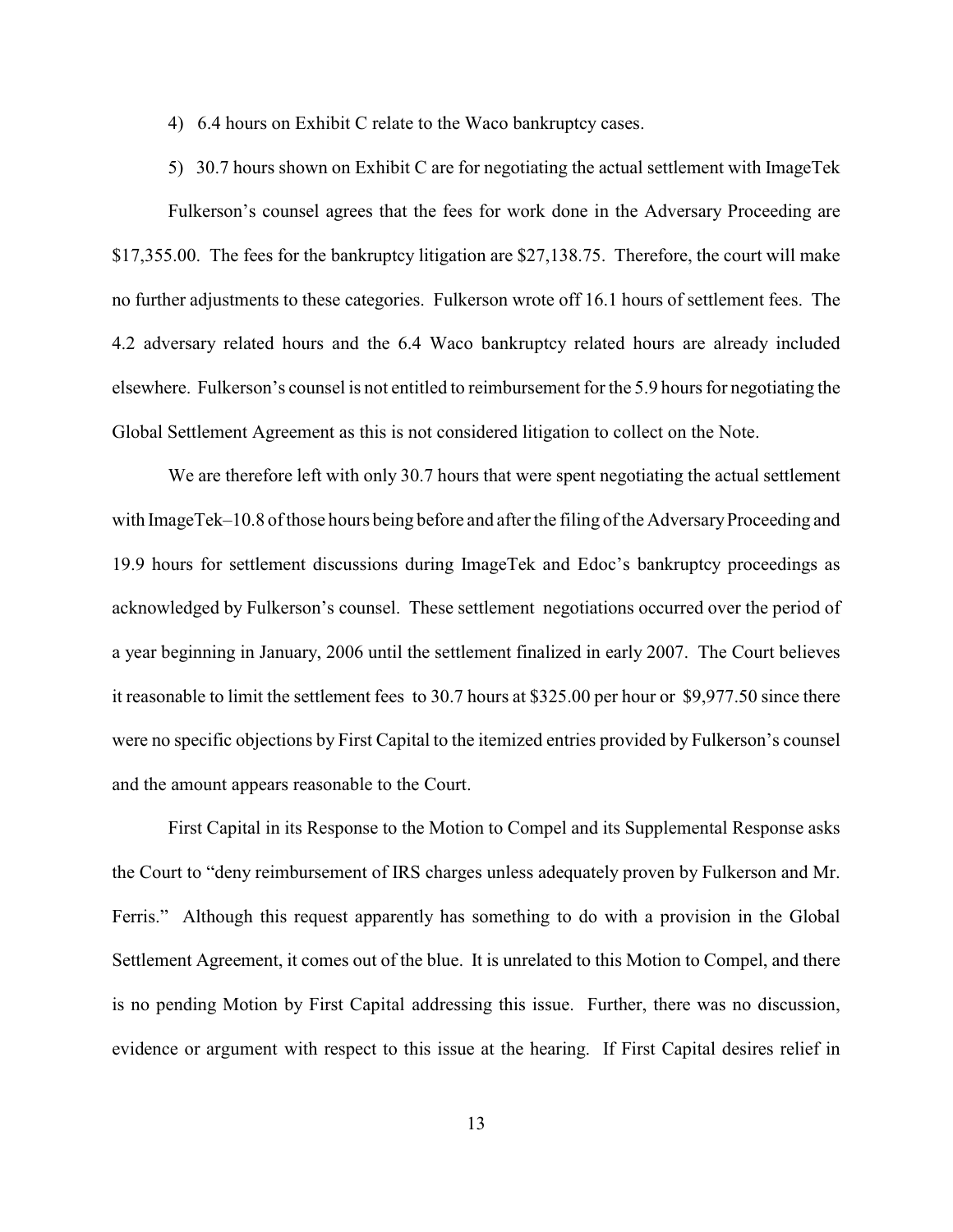4) 6.4 hours on Exhibit C relate to the Waco bankruptcy cases.

5) 30.7 hours shown on Exhibit C are for negotiating the actual settlement with ImageTek

Fulkerson's counsel agrees that the fees for work done in the Adversary Proceeding are $17,355.00. The fees for the bankruptcy litigation are $27,138.75. Therefore, the court will make no further adjustments to these categories. Fulkerson wrote off 16.1 hours of settlement fees. The 4.2 adversary related hours and the 6.4 Waco bankruptcy related hours are already included elsewhere. Fulkerson's counsel is not entitled to reimbursement for the 5.9 hours for negotiating the Global Settlement Agreement as this is not considered litigation to collect on the Note.

We are therefore left with only 30.7 hours that were spent negotiating the actual settlement with ImageTek–10.8 of those hours being before and after the filing of the Adversary Proceeding and 19.9 hours for settlement discussions during ImageTek and Edoc's bankruptcy proceedings as acknowledged by Fulkerson's counsel. These settlement negotiations occurred over the period of a year beginning in January, 2006 until the settlement finalized in early 2007. The Court believes it reasonable to limit the settlement fees to 30.7 hours at $325.00 per hour or $9,977.50 since there were no specific objections by First Capital to the itemized entries provided by Fulkerson's counsel and the amount appears reasonable to the Court.

First Capital in its Response to the Motion to Compel and its Supplemental Response asks the Court to "deny reimbursement of IRS charges unless adequately proven by Fulkerson and Mr. Ferris." Although this request apparently has something to do with a provision in the Global Settlement Agreement, it comes out of the blue. It is unrelated to this Motion to Compel, and there is no pending Motion by First Capital addressing this issue. Further, there was no discussion, evidence or argument with respect to this issue at the hearing. If First Capital desires relief in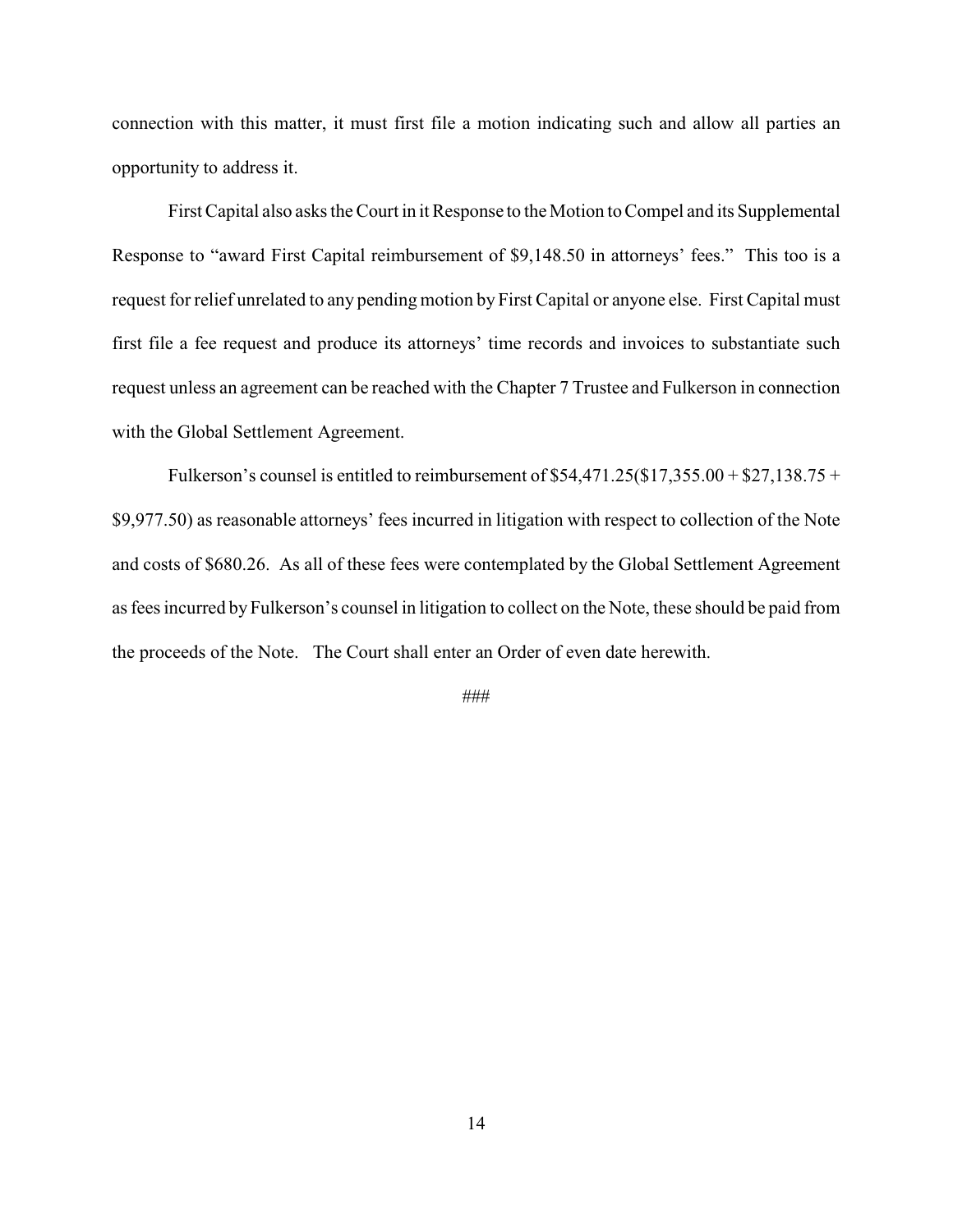connection with this matter, it must first file a motion indicating such and allow all parties an opportunity to address it.

First Capital also asks the Court in it Response to the Motion to Compel and its Supplemental Response to "award First Capital reimbursement of $9,148.50 in attorneys' fees." This too is a request for relief unrelated to any pending motion by First Capital or anyone else. First Capital must first file a fee request and produce its attorneys' time records and invoices to substantiate such request unless an agreement can be reached with the Chapter 7 Trustee and Fulkerson in connection with the Global Settlement Agreement.

Fulkerson's counsel is entitled to reimbursement of $54,471.25($17,355.00 + $27,138.75 + $9,977.50) as reasonable attorneys' fees incurred in litigation with respect to collection of the Note and costs of $680.26. As all of these fees were contemplated by the Global Settlement Agreement as fees incurred by Fulkerson's counsel in litigation to collect on the Note, these should be paid from the proceeds of the Note. The Court shall enter an Order of even date herewith.

###